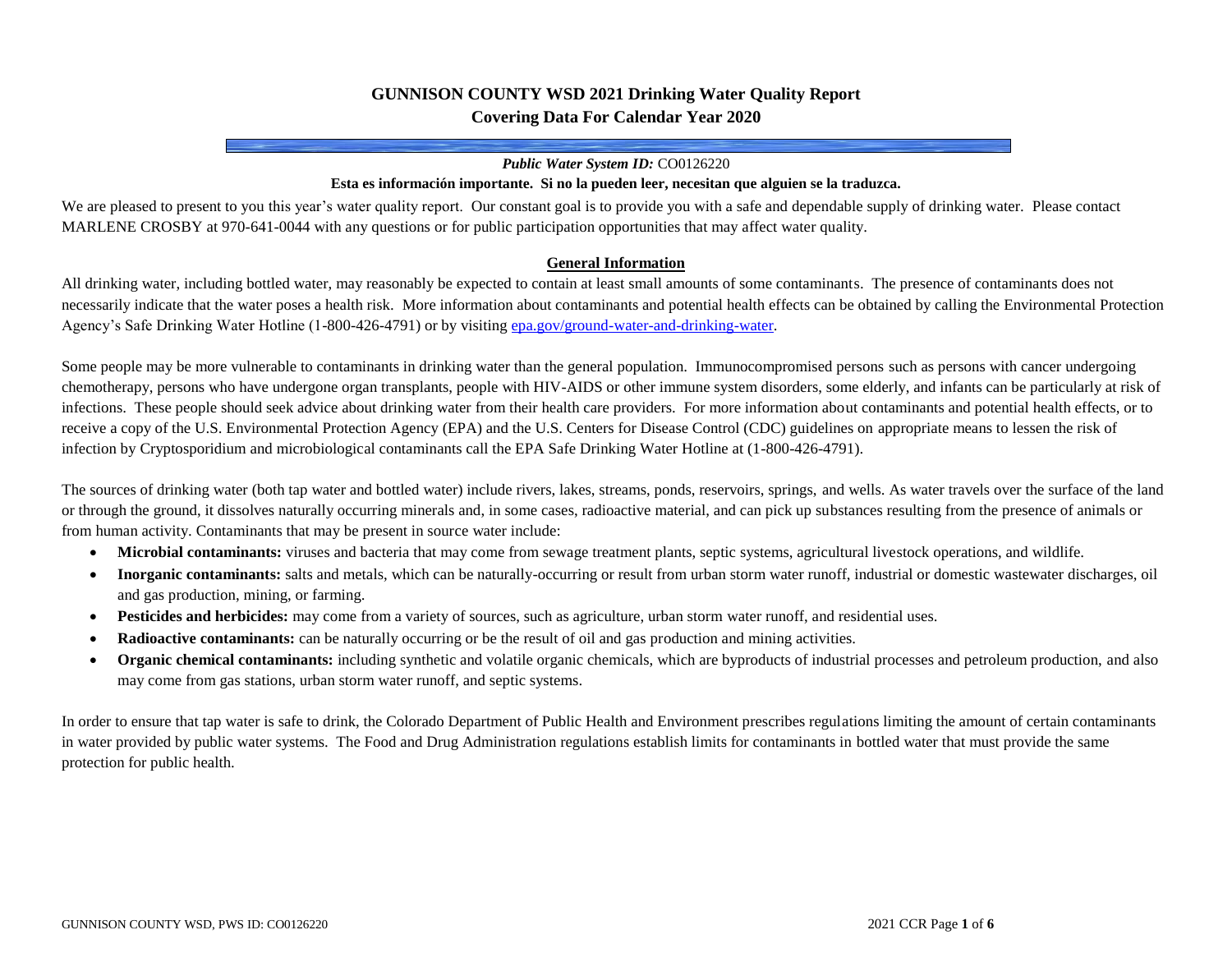# GUNNISON COUNTY WSD 2021 Drinking Water Quality Report
## Covering Data For Calendar Year 2020

***Public Water System ID:*** CO0126220

**Esta es información importante. Si no la pueden leer, necesitan que alguien se la traduzca.**

We are pleased to present to you this year's water quality report. Our constant goal is to provide you with a safe and dependable supply of drinking water. Please contact MARLENE CROSBY at 970-641-0044 with any questions or for public participation opportunities that may affect water quality.

### General Information

All drinking water, including bottled water, may reasonably be expected to contain at least small amounts of some contaminants. The presence of contaminants does not necessarily indicate that the water poses a health risk. More information about contaminants and potential health effects can be obtained by calling the Environmental Protection Agency's Safe Drinking Water Hotline (1-800-426-4791) or by visiting epa.gov/ground-water-and-drinking-water.

Some people may be more vulnerable to contaminants in drinking water than the general population. Immunocompromised persons such as persons with cancer undergoing chemotherapy, persons who have undergone organ transplants, people with HIV-AIDS or other immune system disorders, some elderly, and infants can be particularly at risk of infections. These people should seek advice about drinking water from their health care providers. For more information about contaminants and potential health effects, or to receive a copy of the U.S. Environmental Protection Agency (EPA) and the U.S. Centers for Disease Control (CDC) guidelines on appropriate means to lessen the risk of infection by Cryptosporidium and microbiological contaminants call the EPA Safe Drinking Water Hotline at (1-800-426-4791).

The sources of drinking water (both tap water and bottled water) include rivers, lakes, streams, ponds, reservoirs, springs, and wells. As water travels over the surface of the land or through the ground, it dissolves naturally occurring minerals and, in some cases, radioactive material, and can pick up substances resulting from the presence of animals or from human activity. Contaminants that may be present in source water include:

- **Microbial contaminants:** viruses and bacteria that may come from sewage treatment plants, septic systems, agricultural livestock operations, and wildlife.
- **Inorganic contaminants:** salts and metals, which can be naturally-occurring or result from urban storm water runoff, industrial or domestic wastewater discharges, oil and gas production, mining, or farming.
- **Pesticides and herbicides:** may come from a variety of sources, such as agriculture, urban storm water runoff, and residential uses.
- **Radioactive contaminants:** can be naturally occurring or be the result of oil and gas production and mining activities.
- **Organic chemical contaminants:** including synthetic and volatile organic chemicals, which are byproducts of industrial processes and petroleum production, and also may come from gas stations, urban storm water runoff, and septic systems.

In order to ensure that tap water is safe to drink, the Colorado Department of Public Health and Environment prescribes regulations limiting the amount of certain contaminants in water provided by public water systems. The Food and Drug Administration regulations establish limits for contaminants in bottled water that must provide the same protection for public health.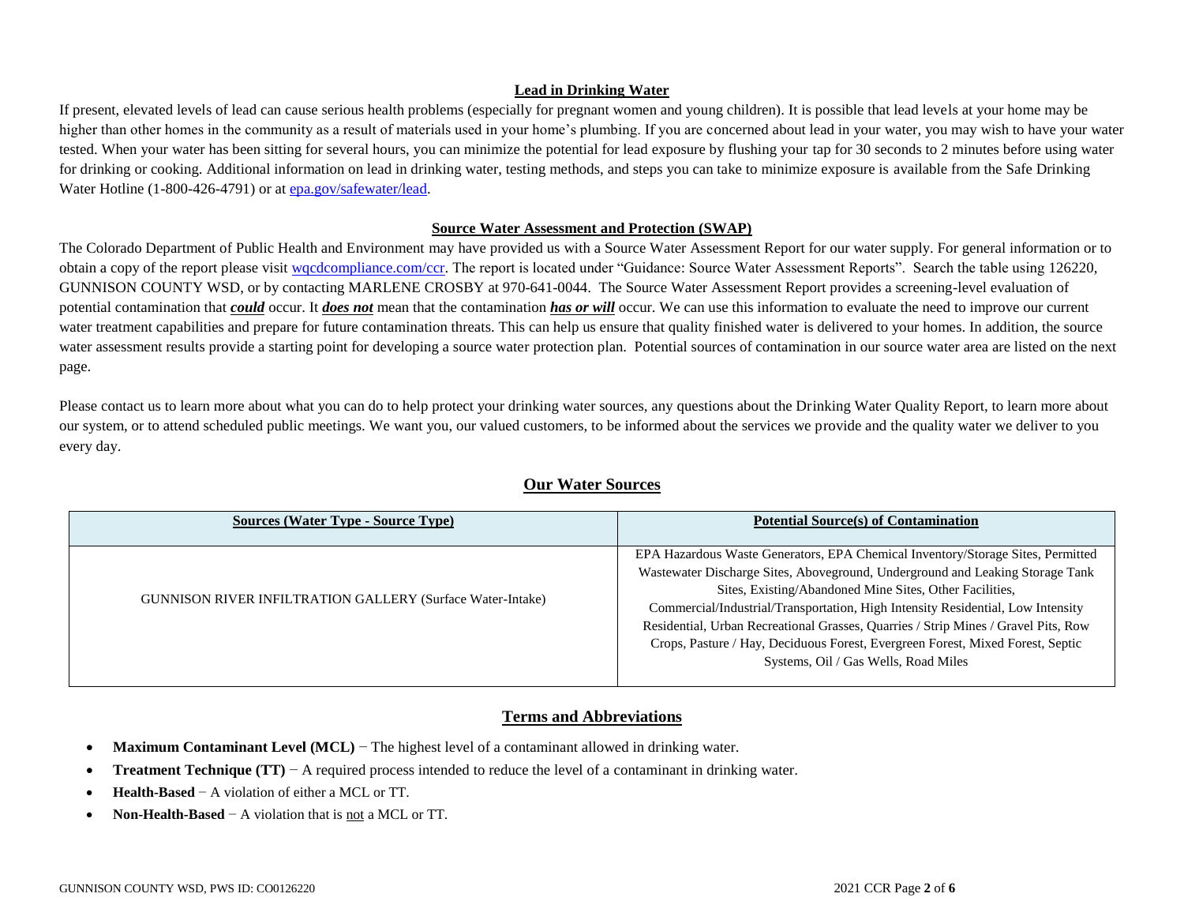## Lead in Drinking Water

If present, elevated levels of lead can cause serious health problems (especially for pregnant women and young children). It is possible that lead levels at your home may be higher than other homes in the community as a result of materials used in your home's plumbing. If you are concerned about lead in your water, you may wish to have your water tested. When your water has been sitting for several hours, you can minimize the potential for lead exposure by flushing your tap for 30 seconds to 2 minutes before using water for drinking or cooking. Additional information on lead in drinking water, testing methods, and steps you can take to minimize exposure is available from the Safe Drinking Water Hotline (1-800-426-4791) or at [epa.gov/safewater/lead](epa.gov/safewater/lead).

## Source Water Assessment and Protection (SWAP)

The Colorado Department of Public Health and Environment may have provided us with a Source Water Assessment Report for our water supply. For general information or to obtain a copy of the report please visit [wqcdcompliance.com/ccr](wqcdcompliance.com/ccr). The report is located under "Guidance: Source Water Assessment Reports". Search the table using 126220, GUNNISON COUNTY WSD, or by contacting MARLENE CROSBY at 970-641-0044. The Source Water Assessment Report provides a screening-level evaluation of potential contamination that ***could*** occur. It ***does not*** mean that the contamination ***has or will*** occur. We can use this information to evaluate the need to improve our current water treatment capabilities and prepare for future contamination threats. This can help us ensure that quality finished water is delivered to your homes. In addition, the source water assessment results provide a starting point for developing a source water protection plan. Potential sources of contamination in our source water area are listed on the next page.

Please contact us to learn more about what you can do to help protect your drinking water sources, any questions about the Drinking Water Quality Report, to learn more about our system, or to attend scheduled public meetings. We want you, our valued customers, to be informed about the services we provide and the quality water we deliver to you every day.

## Our Water Sources

| Sources (Water Type - Source Type) | Potential Source(s) of Contamination |
|---|---|
| GUNNISON RIVER INFILTRATION GALLERY (Surface Water-Intake) | EPA Hazardous Waste Generators, EPA Chemical Inventory/Storage Sites, Permitted Wastewater Discharge Sites, Aboveground, Underground and Leaking Storage Tank Sites, Existing/Abandoned Mine Sites, Other Facilities, Commercial/Industrial/Transportation, High Intensity Residential, Low Intensity Residential, Urban Recreational Grasses, Quarries / Strip Mines / Gravel Pits, Row Crops, Pasture / Hay, Deciduous Forest, Evergreen Forest, Mixed Forest, Septic Systems, Oil / Gas Wells, Road Miles |

## Terms and Abbreviations

- **Maximum Contaminant Level (MCL)** − The highest level of a contaminant allowed in drinking water.
- **Treatment Technique (TT)** − A required process intended to reduce the level of a contaminant in drinking water.
- **Health-Based** − A violation of either a MCL or TT.
- **Non-Health-Based** − A violation that is not a MCL or TT.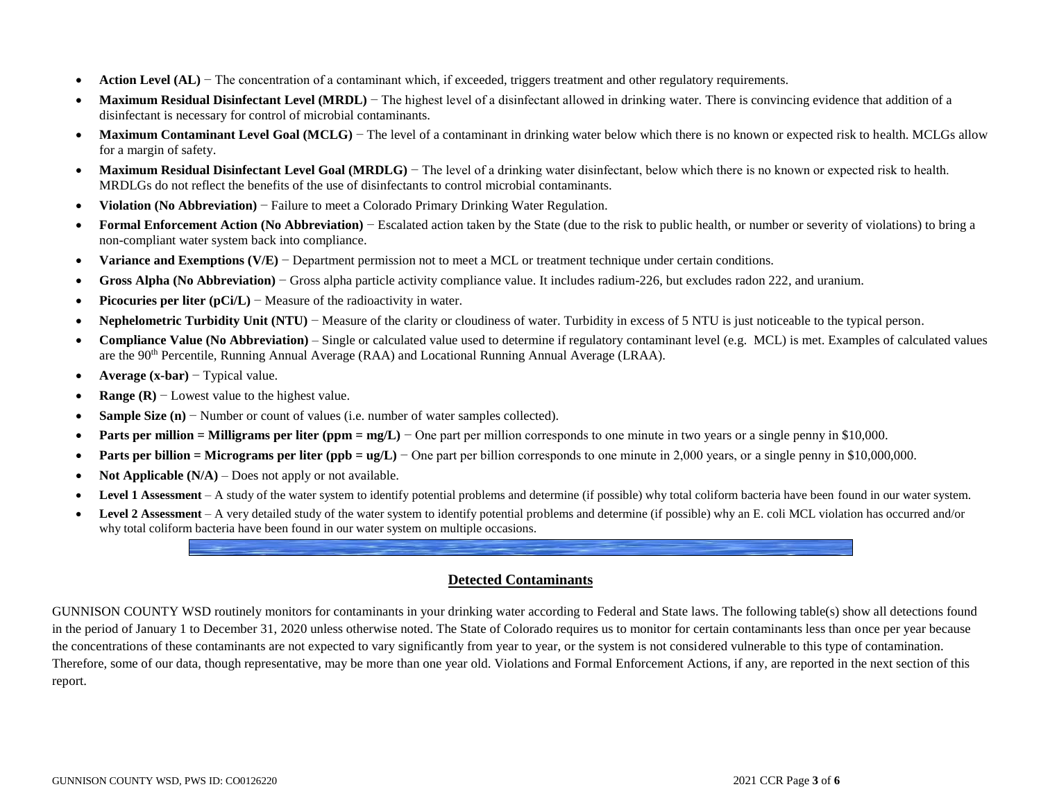- **Action Level (AL)** − The concentration of a contaminant which, if exceeded, triggers treatment and other regulatory requirements.
- **Maximum Residual Disinfectant Level (MRDL)** − The highest level of a disinfectant allowed in drinking water. There is convincing evidence that addition of a disinfectant is necessary for control of microbial contaminants.
- **Maximum Contaminant Level Goal (MCLG)** − The level of a contaminant in drinking water below which there is no known or expected risk to health. MCLGs allow for a margin of safety.
- **Maximum Residual Disinfectant Level Goal (MRDLG)** − The level of a drinking water disinfectant, below which there is no known or expected risk to health. MRDLGs do not reflect the benefits of the use of disinfectants to control microbial contaminants.
- **Violation (No Abbreviation)** − Failure to meet a Colorado Primary Drinking Water Regulation.
- **Formal Enforcement Action (No Abbreviation)** − Escalated action taken by the State (due to the risk to public health, or number or severity of violations) to bring a non-compliant water system back into compliance.
- **Variance and Exemptions (V/E)** − Department permission not to meet a MCL or treatment technique under certain conditions.
- **Gross Alpha (No Abbreviation)** − Gross alpha particle activity compliance value. It includes radium-226, but excludes radon 222, and uranium.
- **Picocuries per liter (pCi/L)** − Measure of the radioactivity in water.
- **Nephelometric Turbidity Unit (NTU)** − Measure of the clarity or cloudiness of water. Turbidity in excess of 5 NTU is just noticeable to the typical person.
- **Compliance Value (No Abbreviation)** – Single or calculated value used to determine if regulatory contaminant level (e.g. MCL) is met. Examples of calculated values are the 90th Percentile, Running Annual Average (RAA) and Locational Running Annual Average (LRAA).
- **Average (x-bar)** − Typical value.
- **Range (R)** − Lowest value to the highest value.
- **Sample Size (n)** − Number or count of values (i.e. number of water samples collected).
- **Parts per million = Milligrams per liter (ppm = mg/L)** − One part per million corresponds to one minute in two years or a single penny in $10,000.
- **Parts per billion = Micrograms per liter (ppb = ug/L)** − One part per billion corresponds to one minute in 2,000 years, or a single penny in $10,000,000.
- **Not Applicable (N/A)** – Does not apply or not available.
- **Level 1 Assessment** – A study of the water system to identify potential problems and determine (if possible) why total coliform bacteria have been found in our water system.
- **Level 2 Assessment** – A very detailed study of the water system to identify potential problems and determine (if possible) why an E. coli MCL violation has occurred and/or why total coliform bacteria have been found in our water system on multiple occasions.

## Detected Contaminants

GUNNISON COUNTY WSD routinely monitors for contaminants in your drinking water according to Federal and State laws. The following table(s) show all detections found in the period of January 1 to December 31, 2020 unless otherwise noted. The State of Colorado requires us to monitor for certain contaminants less than once per year because the concentrations of these contaminants are not expected to vary significantly from year to year, or the system is not considered vulnerable to this type of contamination. Therefore, some of our data, though representative, may be more than one year old. Violations and Formal Enforcement Actions, if any, are reported in the next section of this report.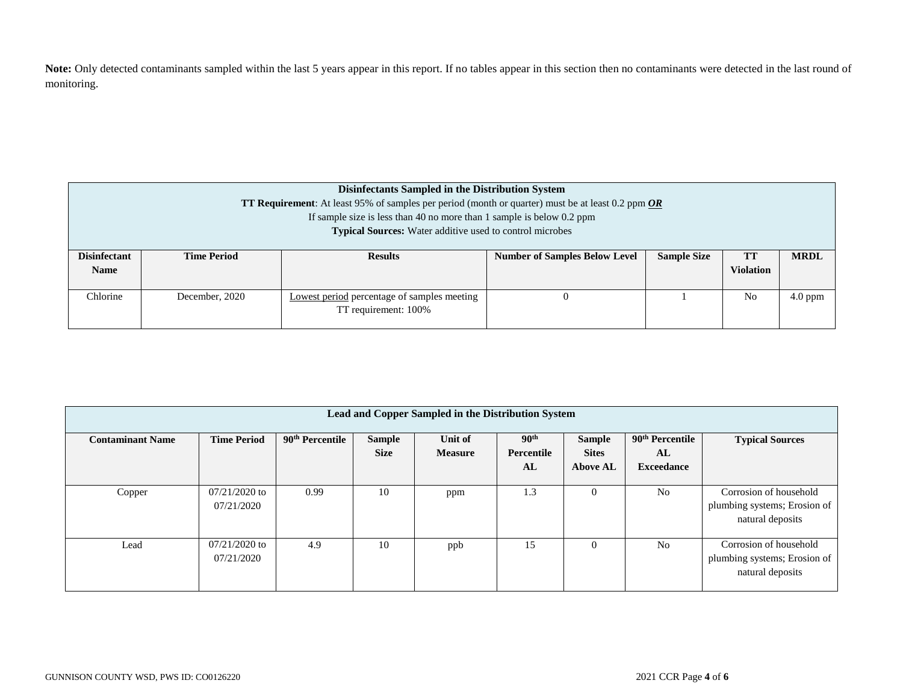**Note:** Only detected contaminants sampled within the last 5 years appear in this report. If no tables appear in this section then no contaminants were detected in the last round of monitoring.

| **Disinfectants Sampled in the Distribution System**<br>**TT Requirement**: At least 95% of samples per period (month or quarter) must be at least 0.2 ppm ***OR***<br>If sample size is less than 40 no more than 1 sample is below 0.2 ppm<br>**Typical Sources:** Water additive used to control microbes | | | | | | |
|---|---|---|---|---|---|---|
| **Disinfectant Name** | **Time Period** | **Results** | **Number of Samples Below Level** | **Sample Size** | **TT Violation** | **MRDL** |
| Chlorine | December, 2020 | Lowest period percentage of samples meeting TT requirement: 100% | 0 | 1 | No | 4.0 ppm |

| **Lead and Copper Sampled in the Distribution System** | | | | | | | | |
|---|---|---|---|---|---|---|---|---|
| **Contaminant Name** | **Time Period** | **90th Percentile** | **Sample Size** | **Unit of Measure** | **90th Percentile AL** | **Sample Sites Above AL** | **90th Percentile AL Exceedance** | **Typical Sources** |
| Copper | 07/21/2020 to 07/21/2020 | 0.99 | 10 | ppm | 1.3 | 0 | No | Corrosion of household plumbing systems; Erosion of natural deposits |
| Lead | 07/21/2020 to 07/21/2020 | 4.9 | 10 | ppb | 15 | 0 | No | Corrosion of household plumbing systems; Erosion of natural deposits |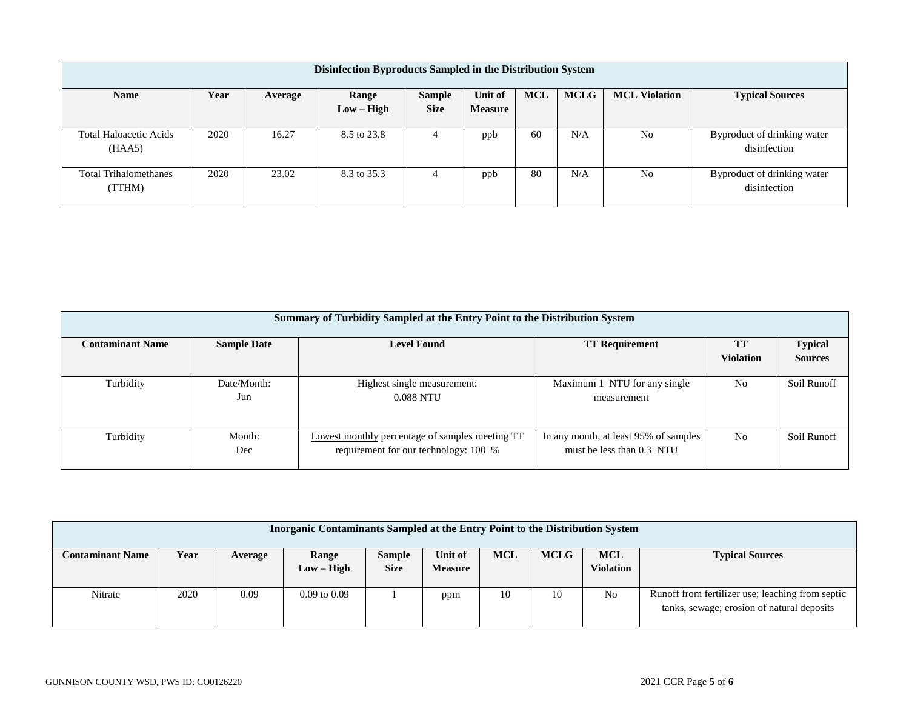| Disinfection Byproducts Sampled in the Distribution System | | | | | | | | | |
|---|---|---|---|---|---|---|---|---|---|
| **Name** | **Year** | **Average** | **Range Low – High** | **Sample Size** | **Unit of Measure** | **MCL** | **MCLG** | **MCL Violation** | **Typical Sources** |
| Total Haloacetic Acids (HAA5) | 2020 | 16.27 | 8.5 to 23.8 | 4 | ppb | 60 | N/A | No | Byproduct of drinking water disinfection |
| Total Trihalomethanes (TTHM) | 2020 | 23.02 | 8.3 to 35.3 | 4 | ppb | 80 | N/A | No | Byproduct of drinking water disinfection |

| Summary of Turbidity Sampled at the Entry Point to the Distribution System | | | | | |
|---|---|---|---|---|---|
| **Contaminant Name** | **Sample Date** | **Level Found** | **TT Requirement** | **TT Violation** | **Typical Sources** |
| Turbidity | Date/Month: Jun | Highest single measurement: 0.088 NTU | Maximum 1 NTU for any single measurement | No | Soil Runoff |
| Turbidity | Month: Dec | Lowest monthly percentage of samples meeting TT requirement for our technology: 100 % | In any month, at least 95% of samples must be less than 0.3 NTU | No | Soil Runoff |

| Inorganic Contaminants Sampled at the Entry Point to the Distribution System | | | | | | | | | |
|---|---|---|---|---|---|---|---|---|---|
| **Contaminant Name** | **Year** | **Average** | **Range Low – High** | **Sample Size** | **Unit of Measure** | **MCL** | **MCLG** | **MCL Violation** | **Typical Sources** |
| Nitrate | 2020 | 0.09 | 0.09 to 0.09 | 1 | ppm | 10 | 10 | No | Runoff from fertilizer use; leaching from septic tanks, sewage; erosion of natural deposits |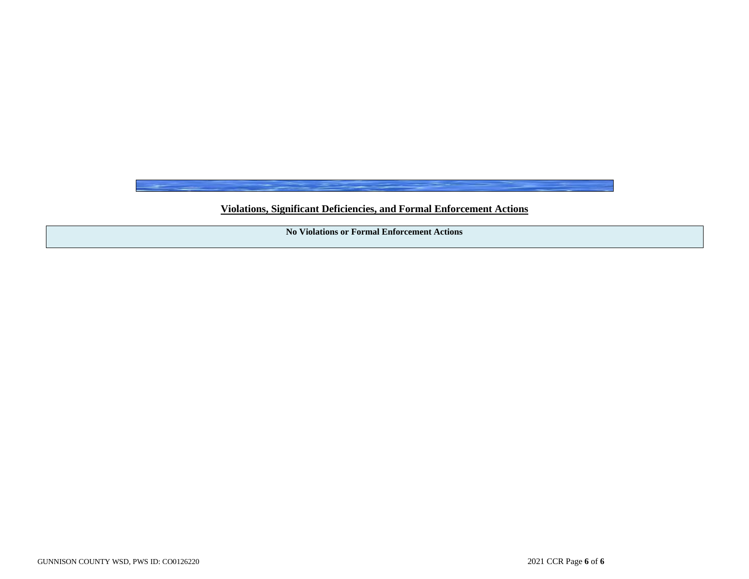## Violations, Significant Deficiencies, and Formal Enforcement Actions

| No Violations or Formal Enforcement Actions |
| --- |